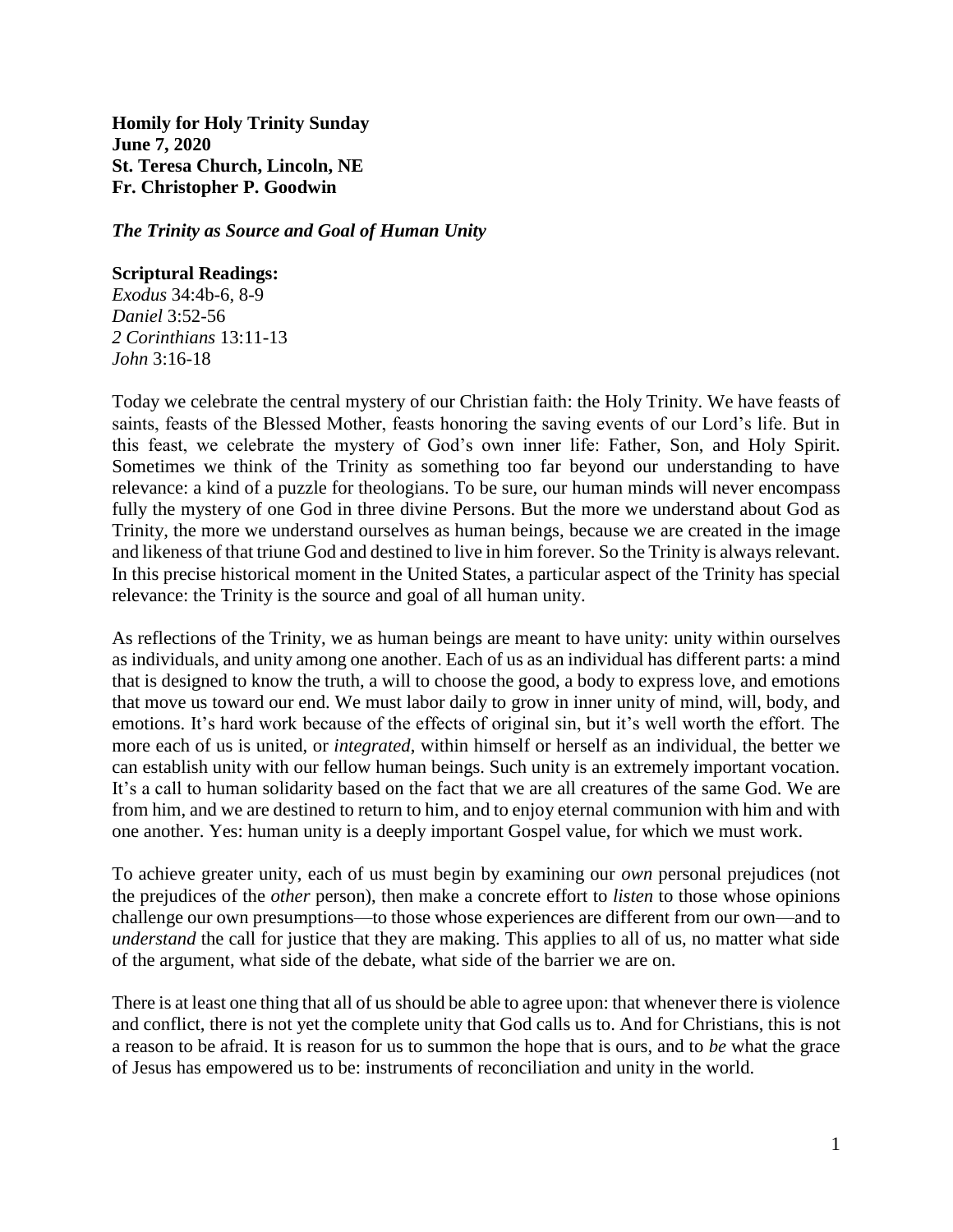**Homily for Holy Trinity Sunday**
**June 7, 2020**
**St. Teresa Church, Lincoln, NE**
**Fr. Christopher P. Goodwin**

***The Trinity as Source and Goal of Human Unity***

**Scriptural Readings:**
*Exodus* 34:4b-6, 8-9
*Daniel* 3:52-56
*2 Corinthians* 13:11-13
*John* 3:16-18

Today we celebrate the central mystery of our Christian faith: the Holy Trinity. We have feasts of saints, feasts of the Blessed Mother, feasts honoring the saving events of our Lord's life. But in this feast, we celebrate the mystery of God's own inner life: Father, Son, and Holy Spirit. Sometimes we think of the Trinity as something too far beyond our understanding to have relevance: a kind of a puzzle for theologians. To be sure, our human minds will never encompass fully the mystery of one God in three divine Persons. But the more we understand about God as Trinity, the more we understand ourselves as human beings, because we are created in the image and likeness of that triune God and destined to live in him forever. So the Trinity is always relevant. In this precise historical moment in the United States, a particular aspect of the Trinity has special relevance: the Trinity is the source and goal of all human unity.

As reflections of the Trinity, we as human beings are meant to have unity: unity within ourselves as individuals, and unity among one another. Each of us as an individual has different parts: a mind that is designed to know the truth, a will to choose the good, a body to express love, and emotions that move us toward our end. We must labor daily to grow in inner unity of mind, will, body, and emotions. It's hard work because of the effects of original sin, but it's well worth the effort. The more each of us is united, or *integrated*, within himself or herself as an individual, the better we can establish unity with our fellow human beings. Such unity is an extremely important vocation. It's a call to human solidarity based on the fact that we are all creatures of the same God. We are from him, and we are destined to return to him, and to enjoy eternal communion with him and with one another. Yes: human unity is a deeply important Gospel value, for which we must work.

To achieve greater unity, each of us must begin by examining our *own* personal prejudices (not the prejudices of the *other* person), then make a concrete effort to *listen* to those whose opinions challenge our own presumptions—to those whose experiences are different from our own—and to *understand* the call for justice that they are making. This applies to all of us, no matter what side of the argument, what side of the debate, what side of the barrier we are on.

There is at least one thing that all of us should be able to agree upon: that whenever there is violence and conflict, there is not yet the complete unity that God calls us to. And for Christians, this is not a reason to be afraid. It is reason for us to summon the hope that is ours, and to *be* what the grace of Jesus has empowered us to be: instruments of reconciliation and unity in the world.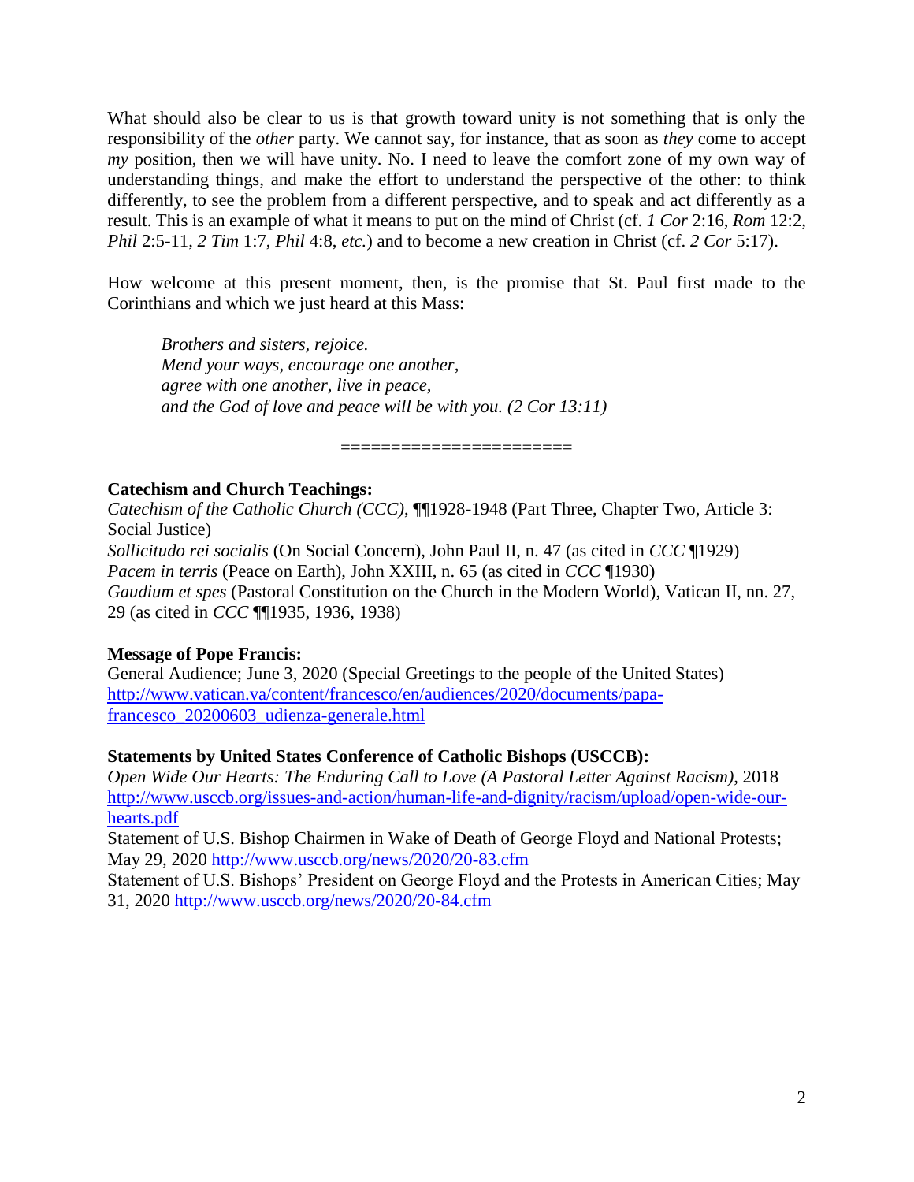What should also be clear to us is that growth toward unity is not something that is only the responsibility of the *other* party. We cannot say, for instance, that as soon as *they* come to accept *my* position, then we will have unity. No. I need to leave the comfort zone of my own way of understanding things, and make the effort to understand the perspective of the other: to think differently, to see the problem from a different perspective, and to speak and act differently as a result. This is an example of what it means to put on the mind of Christ (cf. *1 Cor* 2:16, *Rom* 12:2, *Phil* 2:5-11, *2 Tim* 1:7, *Phil* 4:8, *etc.*) and to become a new creation in Christ (cf. *2 Cor* 5:17).

How welcome at this present moment, then, is the promise that St. Paul first made to the Corinthians and which we just heard at this Mass:

> *Brothers and sisters, rejoice.*
> *Mend your ways, encourage one another,*
> *agree with one another, live in peace,*
> *and the God of love and peace will be with you. (2 Cor 13:11)*

======================

**Catechism and Church Teachings:**
*Catechism of the Catholic Church (CCC)*, ¶¶1928-1948 (Part Three, Chapter Two, Article 3: Social Justice)
*Sollicitudo rei socialis* (On Social Concern), John Paul II, n. 47 (as cited in *CCC* ¶1929)
*Pacem in terris* (Peace on Earth), John XXIII, n. 65 (as cited in *CCC* ¶1930)
*Gaudium et spes* (Pastoral Constitution on the Church in the Modern World), Vatican II, nn. 27, 29 (as cited in *CCC* ¶¶1935, 1936, 1938)

**Message of Pope Francis:**
General Audience; June 3, 2020 (Special Greetings to the people of the United States)
http://www.vatican.va/content/francesco/en/audiences/2020/documents/papa-francesco_20200603_udienza-generale.html

**Statements by United States Conference of Catholic Bishops (USCCB):**
*Open Wide Our Hearts: The Enduring Call to Love (A Pastoral Letter Against Racism)*, 2018
http://www.usccb.org/issues-and-action/human-life-and-dignity/racism/upload/open-wide-our-hearts.pdf
Statement of U.S. Bishop Chairmen in Wake of Death of George Floyd and National Protests; May 29, 2020 http://www.usccb.org/news/2020/20-83.cfm
Statement of U.S. Bishops' President on George Floyd and the Protests in American Cities; May 31, 2020 http://www.usccb.org/news/2020/20-84.cfm